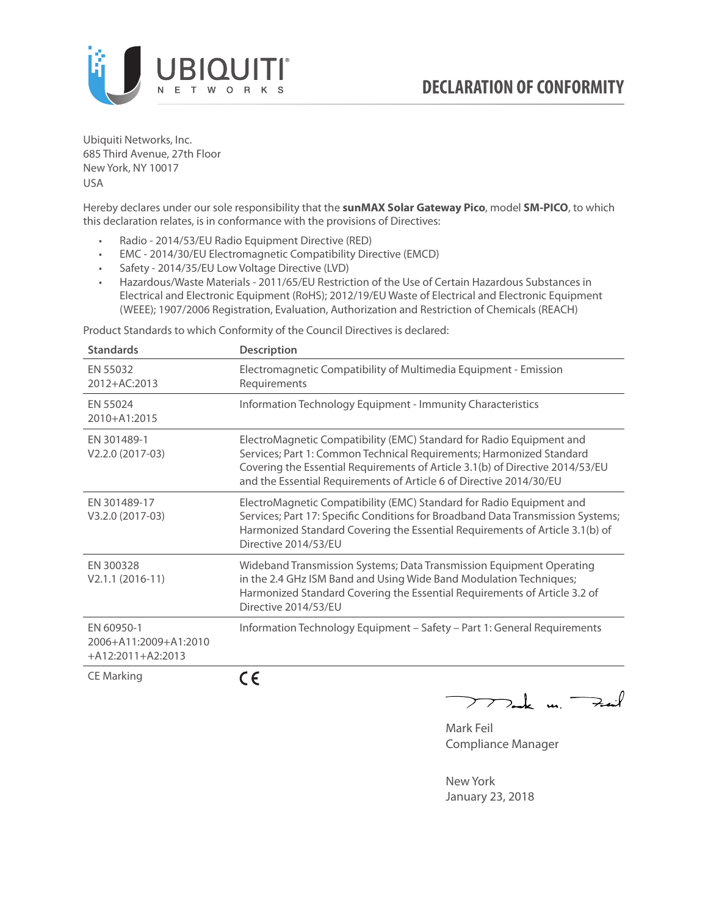# DECLARATION OF CONFORMITY

Ubiquiti Networks, Inc.
685 Third Avenue, 27th Floor
New York, NY 10017
USA

Hereby declares under our sole responsibility that the **sunMAX Solar Gateway Pico**, model **SM-PICO**, to which this declaration relates, is in conformance with the provisions of Directives:

- Radio - 2014/53/EU Radio Equipment Directive (RED)
- EMC - 2014/30/EU Electromagnetic Compatibility Directive (EMCD)
- Safety - 2014/35/EU Low Voltage Directive (LVD)
- Hazardous/Waste Materials - 2011/65/EU Restriction of the Use of Certain Hazardous Substances in Electrical and Electronic Equipment (RoHS); 2012/19/EU Waste of Electrical and Electronic Equipment (WEEE); 1907/2006 Registration, Evaluation, Authorization and Restriction of Chemicals (REACH)

Product Standards to which Conformity of the Council Directives is declared:

| Standards | Description |
|---|---|
| EN 55032 2012+AC:2013 | Electromagnetic Compatibility of Multimedia Equipment - Emission Requirements |
| EN 55024 2010+A1:2015 | Information Technology Equipment - Immunity Characteristics |
| EN 301489-1 V2.2.0 (2017-03) | ElectroMagnetic Compatibility (EMC) Standard for Radio Equipment and Services; Part 1: Common Technical Requirements; Harmonized Standard Covering the Essential Requirements of Article 3.1(b) of Directive 2014/53/EU and the Essential Requirements of Article 6 of Directive 2014/30/EU |
| EN 301489-17 V3.2.0 (2017-03) | ElectroMagnetic Compatibility (EMC) Standard for Radio Equipment and Services; Part 17: Specific Conditions for Broadband Data Transmission Systems; Harmonized Standard Covering the Essential Requirements of Article 3.1(b) of Directive 2014/53/EU |
| EN 300328 V2.1.1 (2016-11) | Wideband Transmission Systems; Data Transmission Equipment Operating in the 2.4 GHz ISM Band and Using Wide Band Modulation Techniques; Harmonized Standard Covering the Essential Requirements of Article 3.2 of Directive 2014/53/EU |
| EN 60950-1 2006+A11:2009+A1:2010 +A12:2011+A2:2013 | Information Technology Equipment – Safety – Part 1: General Requirements |
| CE Marking | CE |

Mark Feil
Compliance Manager

New York
January 23, 2018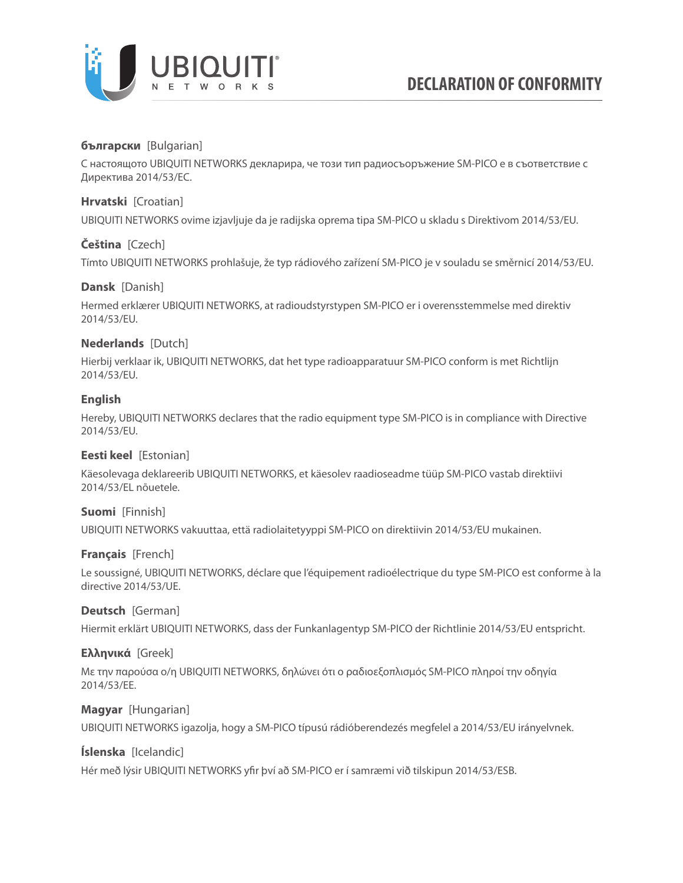# DECLARATION OF CONFORMITY

**български** [Bulgarian]

С настоящото UBIQUITI NETWORKS декларира, че този тип радиосъоръжение SM-PICO е в съответствие с Директива 2014/53/ЕС.

**Hrvatski** [Croatian]

UBIQUITI NETWORKS ovime izjavljuje da je radijska oprema tipa SM-PICO u skladu s Direktivom 2014/53/EU.

**Čeština** [Czech]

Tímto UBIQUITI NETWORKS prohlašuje, že typ rádiového zařízení SM-PICO je v souladu se směrnicí 2014/53/EU.

**Dansk** [Danish]

Hermed erklærer UBIQUITI NETWORKS, at radioudstyrstypen SM-PICO er i overensstemmelse med direktiv 2014/53/EU.

**Nederlands** [Dutch]

Hierbij verklaar ik, UBIQUITI NETWORKS, dat het type radioapparatuur SM-PICO conform is met Richtlijn 2014/53/EU.

**English**

Hereby, UBIQUITI NETWORKS declares that the radio equipment type SM-PICO is in compliance with Directive 2014/53/EU.

**Eesti keel** [Estonian]

Käesolevaga deklareerib UBIQUITI NETWORKS, et käesolev raadioseadme tüüp SM-PICO vastab direktiivi 2014/53/EL nõuetele.

**Suomi** [Finnish]

UBIQUITI NETWORKS vakuuttaa, että radiolaitetyyppi SM-PICO on direktiivin 2014/53/EU mukainen.

**Français** [French]

Le soussigné, UBIQUITI NETWORKS, déclare que l'équipement radioélectrique du type SM-PICO est conforme à la directive 2014/53/UE.

**Deutsch** [German]

Hiermit erklärt UBIQUITI NETWORKS, dass der Funkanlagentyp SM-PICO der Richtlinie 2014/53/EU entspricht.

**Ελληνικά** [Greek]

Με την παρούσα ο/η UBIQUITI NETWORKS, δηλώνει ότι ο ραδιοεξοπλισμός SM-PICO πληροί την οδηγία 2014/53/ΕΕ.

**Magyar** [Hungarian]

UBIQUITI NETWORKS igazolja, hogy a SM-PICO típusú rádióberendezés megfelel a 2014/53/EU irányelvnek.

**Íslenska** [Icelandic]

Hér með lýsir UBIQUITI NETWORKS yfir því að SM-PICO er í samræmi við tilskipun 2014/53/ESB.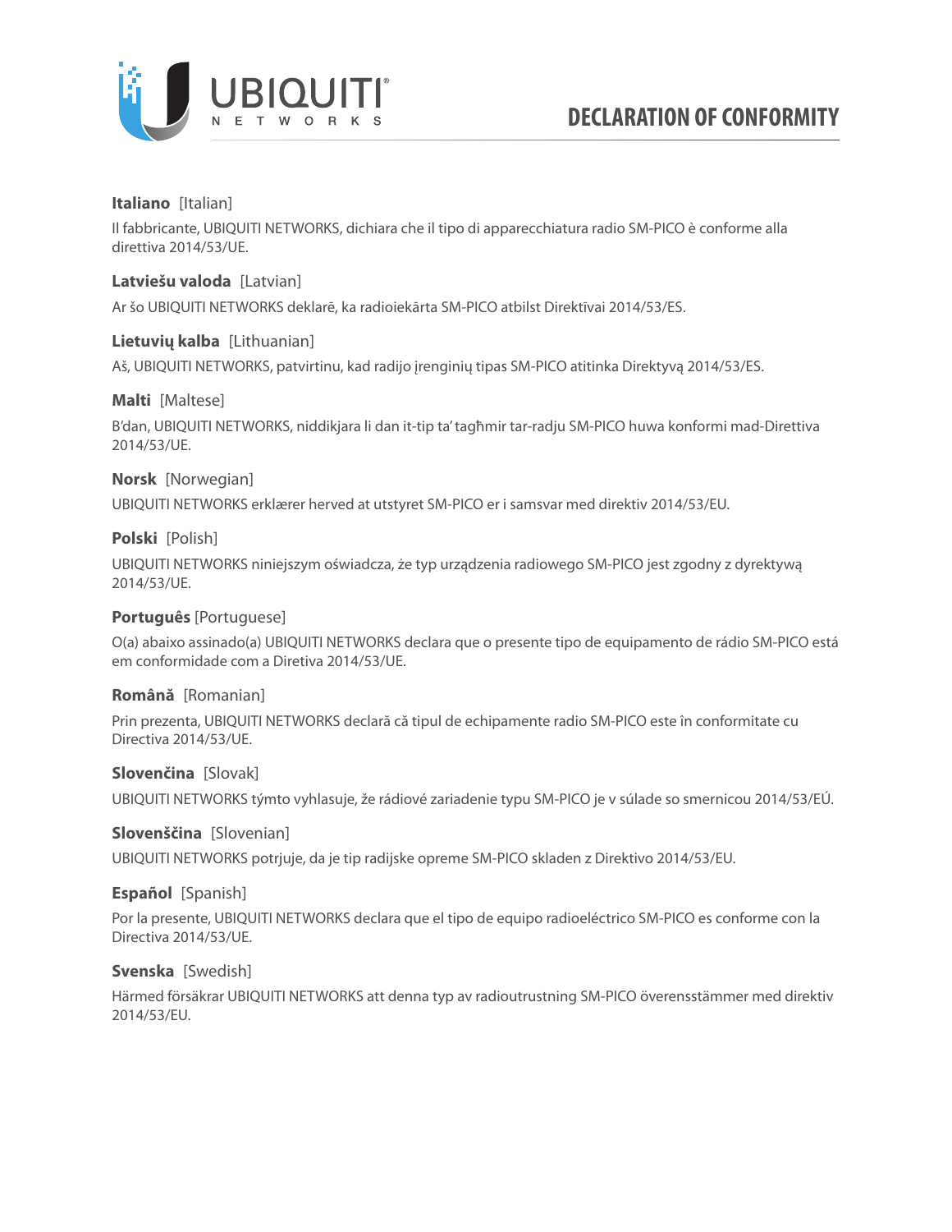**Italiano** [Italian]

Il fabbricante, UBIQUITI NETWORKS, dichiara che il tipo di apparecchiatura radio SM-PICO è conforme alla direttiva 2014/53/UE.

**Latviešu valoda** [Latvian]

Ar šo UBIQUITI NETWORKS deklarē, ka radioiekārta SM-PICO atbilst Direktīvai 2014/53/ES.

**Lietuvių kalba** [Lithuanian]

Aš, UBIQUITI NETWORKS, patvirtinu, kad radijo įrenginių tipas SM-PICO atitinka Direktyvą 2014/53/ES.

**Malti** [Maltese]

B'dan, UBIQUITI NETWORKS, niddikjara li dan it-tip ta' tagħmir tar-radju SM-PICO huwa konformi mad-Direttiva 2014/53/UE.

**Norsk** [Norwegian]

UBIQUITI NETWORKS erklærer herved at utstyret SM-PICO er i samsvar med direktiv 2014/53/EU.

**Polski** [Polish]

UBIQUITI NETWORKS niniejszym oświadcza, że typ urządzenia radiowego SM-PICO jest zgodny z dyrektywą 2014/53/UE.

**Português** [Portuguese]

O(a) abaixo assinado(a) UBIQUITI NETWORKS declara que o presente tipo de equipamento de rádio SM-PICO está em conformidade com a Diretiva 2014/53/UE.

**Română** [Romanian]

Prin prezenta, UBIQUITI NETWORKS declară că tipul de echipamente radio SM-PICO este în conformitate cu Directiva 2014/53/UE.

**Slovenčina** [Slovak]

UBIQUITI NETWORKS týmto vyhlasuje, že rádiové zariadenie typu SM-PICO je v súlade so smernicou 2014/53/EÚ.

**Slovenščina** [Slovenian]

UBIQUITI NETWORKS potrjuje, da je tip radijske opreme SM-PICO skladen z Direktivo 2014/53/EU.

**Español** [Spanish]

Por la presente, UBIQUITI NETWORKS declara que el tipo de equipo radioeléctrico SM-PICO es conforme con la Directiva 2014/53/UE.

**Svenska** [Swedish]

Härmed försäkrar UBIQUITI NETWORKS att denna typ av radioutrustning SM-PICO överensstämmer med direktiv 2014/53/EU.